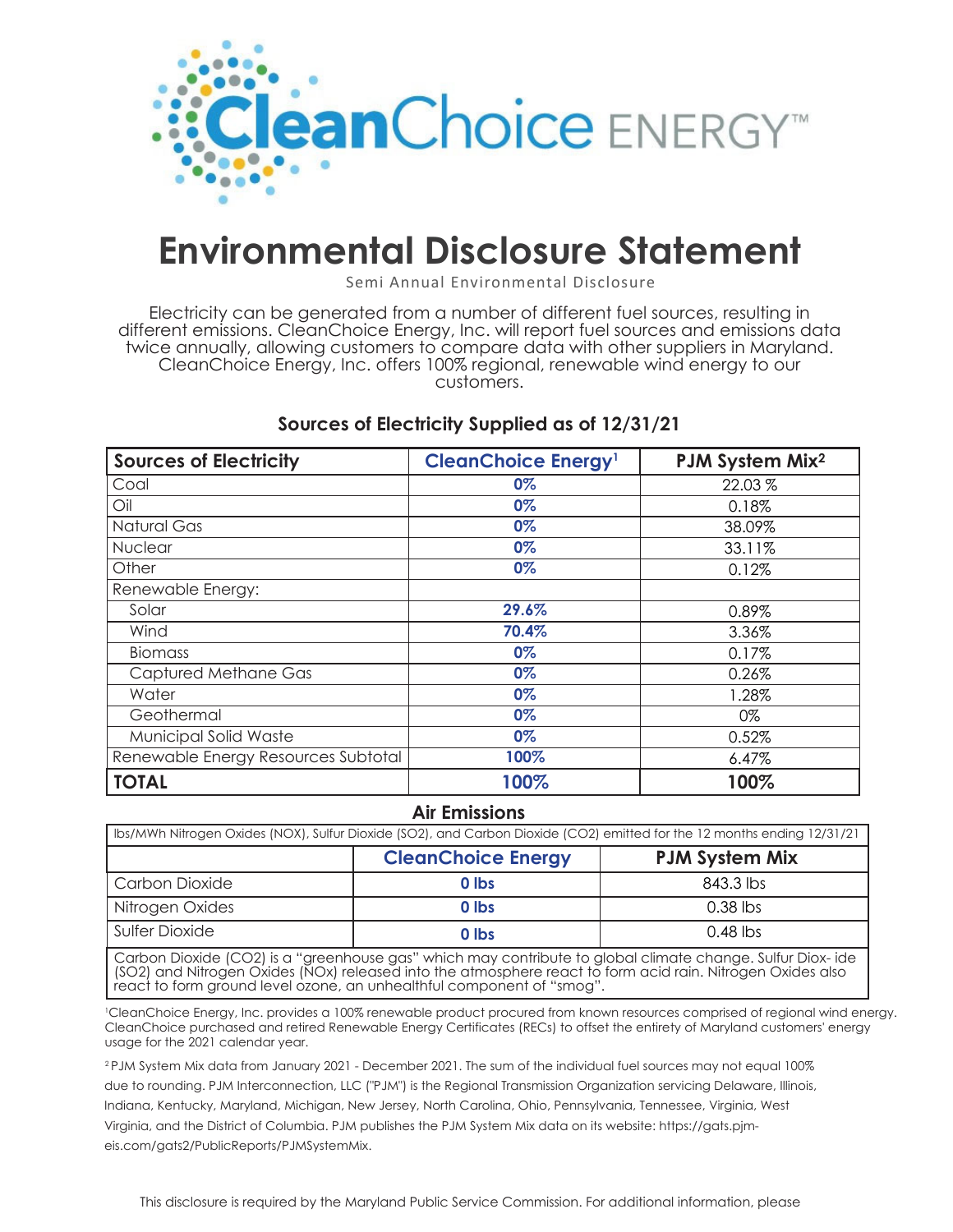CleanChoice ENERGY™

# Environmental Disclosure Statement

Semi Annual Environmental Disclosure

Electricity can be generated from a number of different fuel sources, resulting in different emissions. CleanChoice Energy, Inc. will report fuel sources and emissions data twice annually, allowing customers to compare data with other suppliers in Maryland. CleanChoice Energy, Inc. offers 100% regional, renewable wind energy to our customers.

## Sources of Electricity Supplied as of 12/31/21

| Sources of Electricity | CleanChoice Energy[1] | PJM System Mix[2] |
|---|---|---|
| Coal | **0%** | 22.03 % |
| Oil | **0%** | 0.18% |
| Natural Gas | **0%** | 38.09% |
| Nuclear | **0%** | 33.11% |
| Other | **0%** | 0.12% |
| Renewable Energy: | | |
| Solar | **29.6%** | 0.89% |
| Wind | **70.4%** | 3.36% |
| Biomass | **0%** | 0.17% |
| Captured Methane Gas | **0%** | 0.26% |
| Water | **0%** | 1.28% |
| Geothermal | **0%** | 0% |
| Municipal Solid Waste | **0%** | 0.52% |
| Renewable Energy Resources Subtotal | **100%** | 6.47% |
| **TOTAL** | **100%** | **100%** |

## Air Emissions

lbs/MWh Nitrogen Oxides (NOX), Sulfur Dioxide (SO2), and Carbon Dioxide (CO2) emitted for the 12 months ending 12/31/21

| | CleanChoice Energy | PJM System Mix |
|---|---|---|
| Carbon Dioxide | **0 lbs** | 843.3 lbs |
| Nitrogen Oxides | **0 lbs** | 0.38 lbs |
| Sulfer Dioxide | **0 lbs** | 0.48 lbs |

Carbon Dioxide (CO2) is a "greenhouse gas" which may contribute to global climate change. Sulfur Diox- ide (SO2) and Nitrogen Oxides (NOx) released into the atmosphere react to form acid rain. Nitrogen Oxides also react to form ground level ozone, an unhealthful component of "smog".

[1]CleanChoice Energy, Inc. provides a 100% renewable product procured from known resources comprised of regional wind energy. CleanChoice purchased and retired Renewable Energy Certificates (RECs) to offset the entirety of Maryland customers' energy usage for the 2021 calendar year.

[2] PJM System Mix data from January 2021 - December 2021. The sum of the individual fuel sources may not equal 100% due to rounding. PJM Interconnection, LLC ("PJM") is the Regional Transmission Organization servicing Delaware, Illinois, Indiana, Kentucky, Maryland, Michigan, New Jersey, North Carolina, Ohio, Pennsylvania, Tennessee, Virginia, West Virginia, and the District of Columbia. PJM publishes the PJM System Mix data on its website: https://gats.pjm-eis.com/gats2/PublicReports/PJMSystemMix.

This disclosure is required by the Maryland Public Service Commission. For additional information, please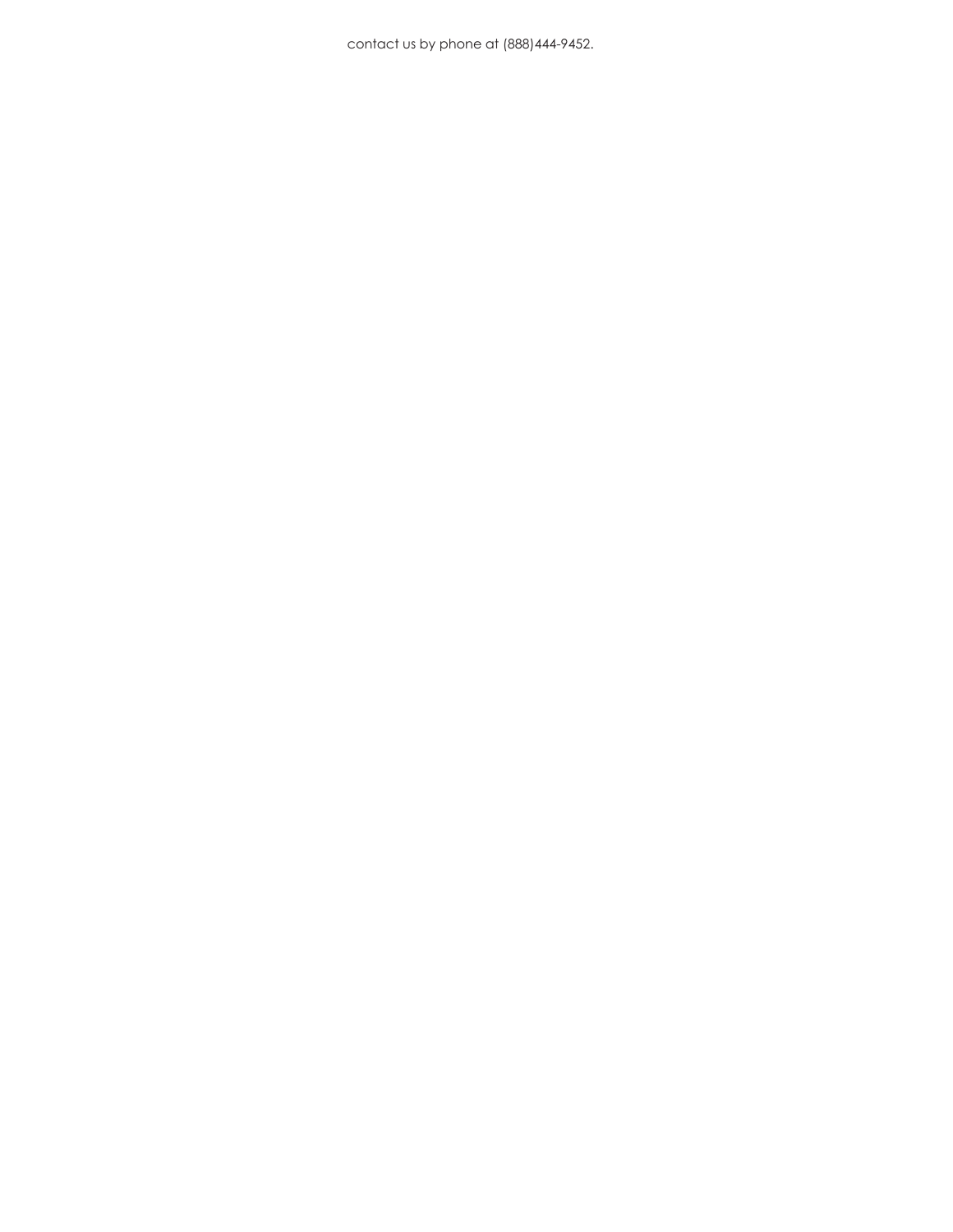contact us by phone at (888)444-9452.